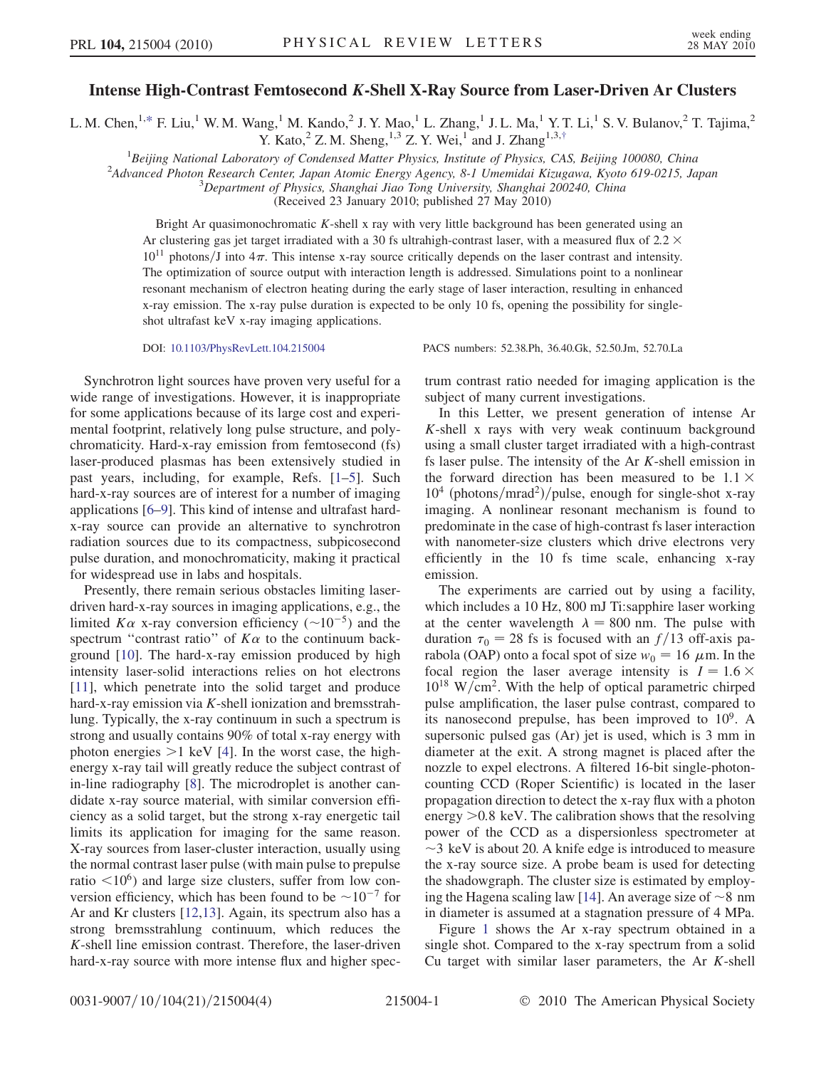# Intense High-Contrast Femtosecond *K*-Shell X-Ray Source from Laser-Driven Ar Clusters

L. M. Chen,[1,*] F. Liu,[1] W. M. Wang,[1] M. Kando,[2] J. Y. Mao,[1] L. Zhang,[1] J. L. Ma,[1] Y. T. Li,[1] S. V. Bulanov,[2] T. Tajima,[2] Y. Kato,[2] Z. M. Sheng,[1,3] Z. Y. Wei,[1] and J. Zhang[1,3,†]

[1]*Beijing National Laboratory of Condensed Matter Physics, Institute of Physics, CAS, Beijing 100080, China*
[2]*Advanced Photon Research Center, Japan Atomic Energy Agency, 8-1 Umemidai Kizugawa, Kyoto 619-0215, Japan*
[3]*Department of Physics, Shanghai Jiao Tong University, Shanghai 200240, China*

(Received 23 January 2010; published 27 May 2010)

Bright Ar quasimonochromatic *K*-shell x ray with very little background has been generated using an Ar clustering gas jet target irradiated with a 30 fs ultrahigh-contrast laser, with a measured flux of $2.2 \times 10^{11}$ photons/J into $4\pi$. This intense x-ray source critically depends on the laser contrast and intensity. The optimization of source output with interaction length is addressed. Simulations point to a nonlinear resonant mechanism of electron heating during the early stage of laser interaction, resulting in enhanced x-ray emission. The x-ray pulse duration is expected to be only 10 fs, opening the possibility for single-shot ultrafast keV x-ray imaging applications.

DOI: 10.1103/PhysRevLett.104.215004 PACS numbers: 52.38.Ph, 36.40.Gk, 52.50.Jm, 52.70.La

Synchrotron light sources have proven very useful for a wide range of investigations. However, it is inappropriate for some applications because of its large cost and experimental footprint, relatively long pulse structure, and polychromaticity. Hard-x-ray emission from femtosecond (fs) laser-produced plasmas has been extensively studied in past years, including, for example, Refs. [1–5]. Such hard-x-ray sources are of interest for a number of imaging applications [6–9]. This kind of intense and ultrafast hard-x-ray source can provide an alternative to synchrotron radiation sources due to its compactness, subpicosecond pulse duration, and monochromaticity, making it practical for widespread use in labs and hospitals.

Presently, there remain serious obstacles limiting laser-driven hard-x-ray sources in imaging applications, e.g., the limited $K\alpha$ x-ray conversion efficiency ($\sim 10^{-5}$) and the spectrum "contrast ratio" of $K\alpha$ to the continuum background [10]. The hard-x-ray emission produced by high intensity laser-solid interactions relies on hot electrons [11], which penetrate into the solid target and produce hard-x-ray emission via *K*-shell ionization and bremsstrahlung. Typically, the x-ray continuum in such a spectrum is strong and usually contains 90% of total x-ray energy with photon energies $>1$ keV [4]. In the worst case, the high-energy x-ray tail will greatly reduce the subject contrast of in-line radiography [8]. The microdroplet is another candidate x-ray source material, with similar conversion efficiency as a solid target, but the strong x-ray energetic tail limits its application for imaging for the same reason. X-ray sources from laser-cluster interaction, usually using the normal contrast laser pulse (with main pulse to prepulse ratio $<10^6$) and large size clusters, suffer from low conversion efficiency, which has been found to be $\sim 10^{-7}$ for Ar and Kr clusters [12,13]. Again, its spectrum also has a strong bremsstrahlung continuum, which reduces the *K*-shell line emission contrast. Therefore, the laser-driven hard-x-ray source with more intense flux and higher spectrum contrast ratio needed for imaging application is the subject of many current investigations.

In this Letter, we present generation of intense Ar *K*-shell x rays with very weak continuum background using a small cluster target irradiated with a high-contrast fs laser pulse. The intensity of the Ar *K*-shell emission in the forward direction has been measured to be $1.1 \times 10^4$ (photons/mrad$^2$)/pulse, enough for single-shot x-ray imaging. A nonlinear resonant mechanism is found to predominate in the case of high-contrast fs laser interaction with nanometer-size clusters which drive electrons very efficiently in the 10 fs time scale, enhancing x-ray emission.

The experiments are carried out by using a facility, which includes a 10 Hz, 800 mJ Ti:sapphire laser working at the center wavelength $\lambda = 800$ nm. The pulse with duration $\tau_0 = 28$ fs is focused with an $f/13$ off-axis parabola (OAP) onto a focal spot of size $w_0 = 16\ \mu$m. In the focal region the laser average intensity is $I = 1.6 \times 10^{18}$ W/cm$^2$. With the help of optical parametric chirped pulse amplification, the laser pulse contrast, compared to its nanosecond prepulse, has been improved to $10^9$. A supersonic pulsed gas (Ar) jet is used, which is 3 mm in diameter at the exit. A strong magnet is placed after the nozzle to expel electrons. A filtered 16-bit single-photon-counting CCD (Roper Scientific) is located in the laser propagation direction to detect the x-ray flux with a photon energy $>0.8$ keV. The calibration shows that the resolving power of the CCD as a dispersionless spectrometer at $\sim 3$ keV is about 20. A knife edge is introduced to measure the x-ray source size. A probe beam is used for detecting the shadowgraph. The cluster size is estimated by employing the Hagena scaling law [14]. An average size of $\sim 8$ nm in diameter is assumed at a stagnation pressure of 4 MPa.

Figure 1 shows the Ar x-ray spectrum obtained in a single shot. Compared to the x-ray spectrum from a solid Cu target with similar laser parameters, the Ar *K*-shell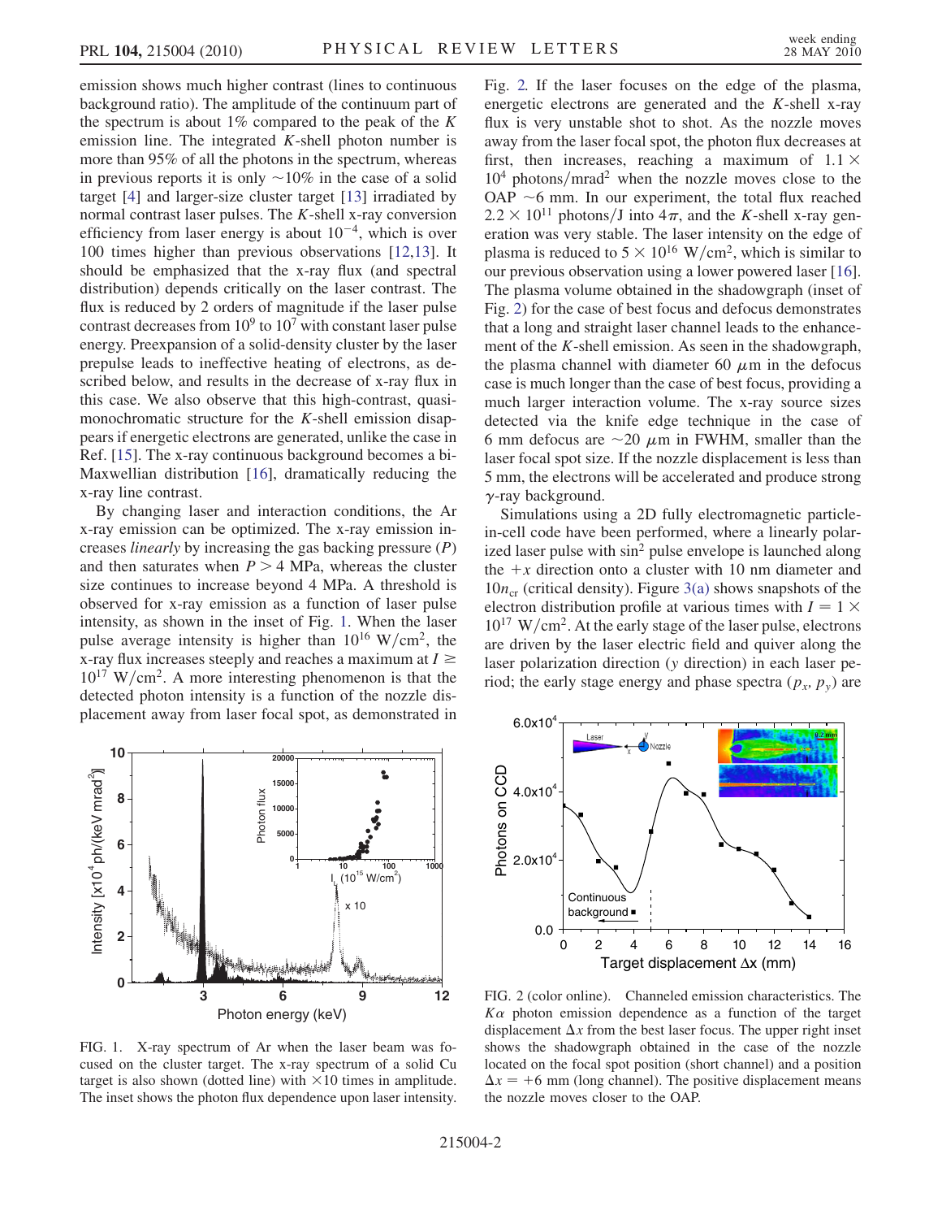emission shows much higher contrast (lines to continuous background ratio). The amplitude of the continuum part of the spectrum is about 1% compared to the peak of the $K$ emission line. The integrated $K$-shell photon number is more than 95% of all the photons in the spectrum, whereas in previous reports it is only $\sim$10% in the case of a solid target [4] and larger-size cluster target [13] irradiated by normal contrast laser pulses. The $K$-shell x-ray conversion efficiency from laser energy is about $10^{-4}$, which is over 100 times higher than previous observations [12,13]. It should be emphasized that the x-ray flux (and spectral distribution) depends critically on the laser contrast. The flux is reduced by 2 orders of magnitude if the laser pulse contrast decreases from $10^9$ to $10^7$ with constant laser pulse energy. Preexpansion of a solid-density cluster by the laser prepulse leads to ineffective heating of electrons, as described below, and results in the decrease of x-ray flux in this case. We also observe that this high-contrast, quasi-monochromatic structure for the $K$-shell emission disappears if energetic electrons are generated, unlike the case in Ref. [15]. The x-ray continuous background becomes a bi-Maxwellian distribution [16], dramatically reducing the x-ray line contrast.

By changing laser and interaction conditions, the Ar x-ray emission can be optimized. The x-ray emission increases *linearly* by increasing the gas backing pressure ($P$) and then saturates when $P > 4$ MPa, whereas the cluster size continues to increase beyond 4 MPa. A threshold is observed for x-ray emission as a function of laser pulse intensity, as shown in the inset of Fig. 1. When the laser pulse average intensity is higher than $10^{16}$ W/cm$^2$, the x-ray flux increases steeply and reaches a maximum at $I \geq 10^{17}$ W/cm$^2$. A more interesting phenomenon is that the detected photon intensity is a function of the nozzle displacement away from laser focal spot, as demonstrated in Fig. 2. If the laser focuses on the edge of the plasma, energetic electrons are generated and the $K$-shell x-ray flux is very unstable shot to shot. As the nozzle moves away from the laser focal spot, the photon flux decreases at first, then increases, reaching a maximum of $1.1 \times 10^4$ photons/mrad$^2$ when the nozzle moves close to the OAP $\sim$6 mm. In our experiment, the total flux reached $2.2 \times 10^{11}$ photons/J into $4\pi$, and the $K$-shell x-ray generation was very stable. The laser intensity on the edge of plasma is reduced to $5 \times 10^{16}$ W/cm$^2$, which is similar to our previous observation using a lower powered laser [16]. The plasma volume obtained in the shadowgraph (inset of Fig. 2) for the case of best focus and defocus demonstrates that a long and straight laser channel leads to the enhancement of the $K$-shell emission. As seen in the shadowgraph, the plasma channel with diameter 60 $\mu$m in the defocus case is much longer than the case of best focus, providing a much larger interaction volume. The x-ray source sizes detected via the knife edge technique in the case of 6 mm defocus are $\sim$20 $\mu$m in FWHM, smaller than the laser focal spot size. If the nozzle displacement is less than 5 mm, the electrons will be accelerated and produce strong $\gamma$-ray background.

Simulations using a 2D fully electromagnetic particle-in-cell code have been performed, where a linearly polarized laser pulse with $\sin^2$ pulse envelope is launched along the $+x$ direction onto a cluster with 10 nm diameter and $10n_{\rm cr}$ (critical density). Figure 3(a) shows snapshots of the electron distribution profile at various times with $I = 1 \times 10^{17}$ W/cm$^2$. At the early stage of the laser pulse, electrons are driven by the laser electric field and quiver along the laser polarization direction ($y$ direction) in each laser period; the early stage energy and phase spectra ($p_x$, $p_y$) are

FIG. 1. X-ray spectrum of Ar when the laser beam was focused on the cluster target. The x-ray spectrum of a solid Cu target is also shown (dotted line) with $\times$10 times in amplitude. The inset shows the photon flux dependence upon laser intensity.

FIG. 2 (color online). Channeled emission characteristics. The $K\alpha$ photon emission dependence as a function of the target displacement $\Delta x$ from the best laser focus. The upper right inset shows the shadowgraph obtained in the case of the nozzle located on the focal spot position (short channel) and a position $\Delta x = +6$ mm (long channel). The positive displacement means the nozzle moves closer to the OAP.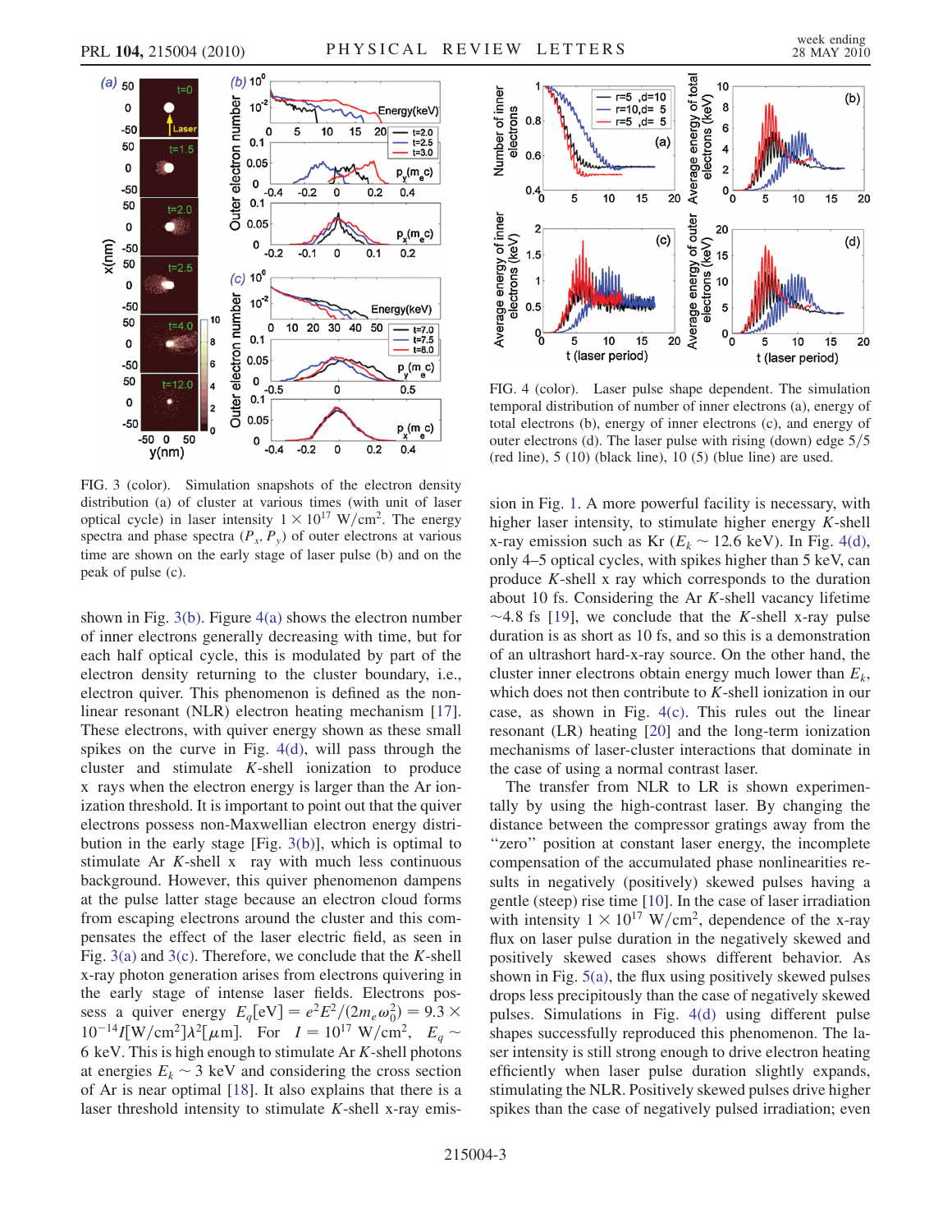FIG. 3 (color). Simulation snapshots of the electron density distribution (a) of cluster at various times (with unit of laser optical cycle) in laser intensity $1 \times 10^{17}$ W/cm$^2$. The energy spectra and phase spectra ($P_x$, $P_y$) of outer electrons at various time are shown on the early stage of laser pulse (b) and on the peak of pulse (c).

FIG. 4 (color). Laser pulse shape dependent. The simulation temporal distribution of number of inner electrons (a), energy of total electrons (b), energy of inner electrons (c), and energy of outer electrons (d). The laser pulse with rising (down) edge 5/5 (red line), 5 (10) (black line), 10 (5) (blue line) are used.

shown in Fig. 3(b). Figure 4(a) shows the electron number of inner electrons generally decreasing with time, but for each half optical cycle, this is modulated by part of the electron density returning to the cluster boundary, i.e., electron quiver. This phenomenon is defined as the nonlinear resonant (NLR) electron heating mechanism [17]. These electrons, with quiver energy shown as these small spikes on the curve in Fig. 4(d), will pass through the cluster and stimulate $K$-shell ionization to produce x rays when the electron energy is larger than the Ar ionization threshold. It is important to point out that the quiver electrons possess non-Maxwellian electron energy distribution in the early stage [Fig. 3(b)], which is optimal to stimulate Ar $K$-shell x ray with much less continuous background. However, this quiver phenomenon dampens at the pulse latter stage because an electron cloud forms from escaping electrons around the cluster and this compensates the effect of the laser electric field, as seen in Fig. 3(a) and 3(c). Therefore, we conclude that the $K$-shell x-ray photon generation arises from electrons quivering in the early stage of intense laser fields. Electrons possess a quiver energy $E_q[\mathrm{eV}] = e^2E^2/(2m_e\omega_0^2) = 9.3 \times 10^{-14} I[\mathrm{W/cm^2}]\lambda^2[\mu\mathrm{m}]$. For $I = 10^{17}$ W/cm$^2$, $E_q \sim 6$ keV. This is high enough to stimulate Ar $K$-shell photons at energies $E_k \sim 3$ keV and considering the cross section of Ar is near optimal [18]. It also explains that there is a laser threshold intensity to stimulate $K$-shell x-ray emission in Fig. 1. A more powerful facility is necessary, with higher laser intensity, to stimulate higher energy $K$-shell x-ray emission such as Kr ($E_k \sim 12.6$ keV). In Fig. 4(d), only 4–5 optical cycles, with spikes higher than 5 keV, can produce $K$-shell x ray which corresponds to the duration about 10 fs. Considering the Ar $K$-shell vacancy lifetime $\sim$4.8 fs [19], we conclude that the $K$-shell x-ray pulse duration is as short as 10 fs, and so this is a demonstration of an ultrashort hard-x-ray source. On the other hand, the cluster inner electrons obtain energy much lower than $E_k$, which does not then contribute to $K$-shell ionization in our case, as shown in Fig. 4(c). This rules out the linear resonant (LR) heating [20] and the long-term ionization mechanisms of laser-cluster interactions that dominate in the case of using a normal contrast laser.

The transfer from NLR to LR is shown experimentally by using the high-contrast laser. By changing the distance between the compressor gratings away from the "zero" position at constant laser energy, the incomplete compensation of the accumulated phase nonlinearities results in negatively (positively) skewed pulses having a gentle (steep) rise time [10]. In the case of laser irradiation with intensity $1 \times 10^{17}$ W/cm$^2$, dependence of the x-ray flux on laser pulse duration in the negatively skewed and positively skewed cases shows different behavior. As shown in Fig. 5(a), the flux using positively skewed pulses drops less precipitously than the case of negatively skewed pulses. Simulations in Fig. 4(d) using different pulse shapes successfully reproduced this phenomenon. The laser intensity is still strong enough to drive electron heating efficiently when laser pulse duration slightly expands, stimulating the NLR. Positively skewed pulses drive higher spikes than the case of negatively pulsed irradiation; even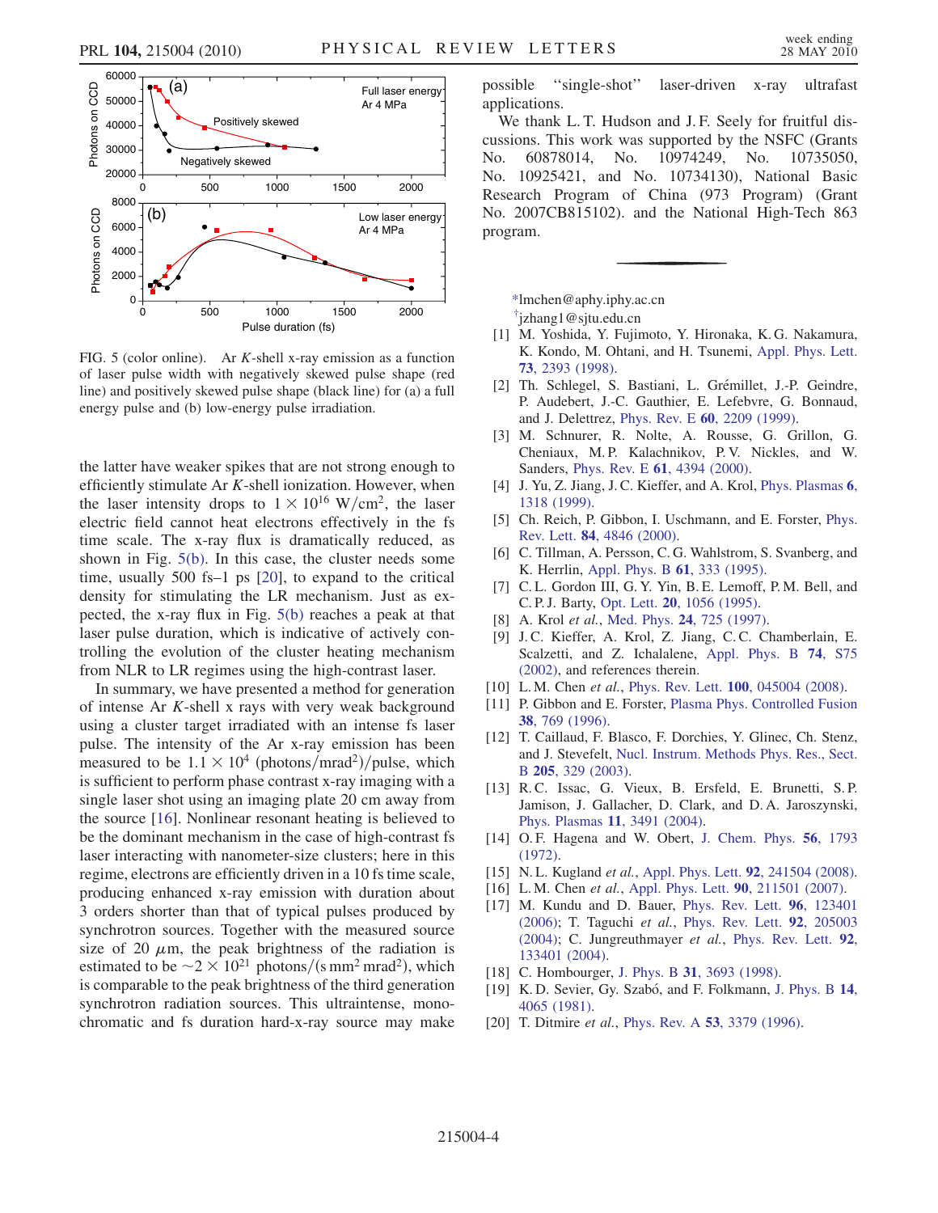(a)

Full laser energy

Ar 4 MPa

Positively skewed

Negatively skewed

Photons on CCD

60000

50000

40000

30000

20000

0 500 1000 1500 2000

(b)

Low laser energy

Ar 4 MPa

Photons on CCD

8000

6000

4000

2000

0

0 500 1000 1500 2000

Pulse duration (fs)

FIG. 5 (color online). Ar $K$-shell x-ray emission as a function of laser pulse width with negatively skewed pulse shape (red line) and positively skewed pulse shape (black line) for (a) a full energy pulse and (b) low-energy pulse irradiation.

the latter have weaker spikes that are not strong enough to efficiently stimulate Ar $K$-shell ionization. However, when the laser intensity drops to $1 \times 10^{16}$ W/cm$^2$, the laser electric field cannot heat electrons effectively in the fs time scale. The x-ray flux is dramatically reduced, as shown in Fig. 5(b). In this case, the cluster needs some time, usually 500 fs–1 ps [20], to expand to the critical density for stimulating the LR mechanism. Just as expected, the x-ray flux in Fig. 5(b) reaches a peak at that laser pulse duration, which is indicative of actively controlling the evolution of the cluster heating mechanism from NLR to LR regimes using the high-contrast laser.

In summary, we have presented a method for generation of intense Ar $K$-shell x rays with very weak background using a cluster target irradiated with an intense fs laser pulse. The intensity of the Ar x-ray emission has been measured to be $1.1 \times 10^4$ (photons/mrad$^2$)/pulse, which is sufficient to perform phase contrast x-ray imaging with a single laser shot using an imaging plate 20 cm away from the source [16]. Nonlinear resonant heating is believed to be the dominant mechanism in the case of high-contrast fs laser interacting with nanometer-size clusters; here in this regime, electrons are efficiently driven in a 10 fs time scale, producing enhanced x-ray emission with duration about 3 orders shorter than that of typical pulses produced by synchrotron sources. Together with the measured source size of 20 $\mu$m, the peak brightness of the radiation is estimated to be $\sim 2 \times 10^{21}$ photons/(s mm$^2$ mrad$^2$), which is comparable to the peak brightness of the third generation synchrotron radiation sources. This ultraintense, monochromatic and fs duration hard-x-ray source may make possible "single-shot" laser-driven x-ray ultrafast applications.

We thank L. T. Hudson and J. F. Seely for fruitful discussions. This work was supported by the NSFC (Grants No. 60878014, No. 10974249, No. 10735050, No. 10925421, and No. 10734130), National Basic Research Program of China (973 Program) (Grant No. 2007CB815102). and the National High-Tech 863 program.

*lmchen@aphy.iphy.ac.cn

†jzhang1@sjtu.edu.cn

[1] M. Yoshida, Y. Fujimoto, Y. Hironaka, K. G. Nakamura, K. Kondo, M. Ohtani, and H. Tsunemi, Appl. Phys. Lett. **73**, 2393 (1998).

[2] Th. Schlegel, S. Bastiani, L. Grémillet, J.-P. Geindre, P. Audebert, J.-C. Gauthier, E. Lefebvre, G. Bonnaud, and J. Delettrez, Phys. Rev. E **60**, 2209 (1999).

[3] M. Schnurer, R. Nolte, A. Rousse, G. Grillon, G. Cheniaux, M. P. Kalachnikov, P. V. Nickles, and W. Sanders, Phys. Rev. E **61**, 4394 (2000).

[4] J. Yu, Z. Jiang, J. C. Kieffer, and A. Krol, Phys. Plasmas **6**, 1318 (1999).

[5] Ch. Reich, P. Gibbon, I. Uschmann, and E. Forster, Phys. Rev. Lett. **84**, 4846 (2000).

[6] C. Tillman, A. Persson, C. G. Wahlstrom, S. Svanberg, and K. Herrlin, Appl. Phys. B **61**, 333 (1995).

[7] C. L. Gordon III, G. Y. Yin, B. E. Lemoff, P. M. Bell, and C. P. J. Barty, Opt. Lett. **20**, 1056 (1995).

[8] A. Krol *et al.*, Med. Phys. **24**, 725 (1997).

[9] J. C. Kieffer, A. Krol, Z. Jiang, C. C. Chamberlain, E. Scalzetti, and Z. Ichalalene, Appl. Phys. B **74**, S75 (2002), and references therein.

[10] L. M. Chen *et al.*, Phys. Rev. Lett. **100**, 045004 (2008).

[11] P. Gibbon and E. Forster, Plasma Phys. Controlled Fusion **38**, 769 (1996).

[12] T. Caillaud, F. Blasco, F. Dorchies, Y. Glinec, Ch. Stenz, and J. Stevefelt, Nucl. Instrum. Methods Phys. Res., Sect. B **205**, 329 (2003).

[13] R. C. Issac, G. Vieux, B. Ersfeld, E. Brunetti, S. P. Jamison, J. Gallacher, D. Clark, and D. A. Jaroszynski, Phys. Plasmas **11**, 3491 (2004).

[14] O. F. Hagena and W. Obert, J. Chem. Phys. **56**, 1793 (1972).

[15] N. L. Kugland *et al.*, Appl. Phys. Lett. **92**, 241504 (2008).

[16] L. M. Chen *et al.*, Appl. Phys. Lett. **90**, 211501 (2007).

[17] M. Kundu and D. Bauer, Phys. Rev. Lett. **96**, 123401 (2006); T. Taguchi *et al.*, Phys. Rev. Lett. **92**, 205003 (2004); C. Jungreuthmayer *et al.*, Phys. Rev. Lett. **92**, 133401 (2004).

[18] C. Hombourger, J. Phys. B **31**, 3693 (1998).

[19] K. D. Sevier, Gy. Szabó, and F. Folkmann, J. Phys. B **14**, 4065 (1981).

[20] T. Ditmire *et al.*, Phys. Rev. A **53**, 3379 (1996).